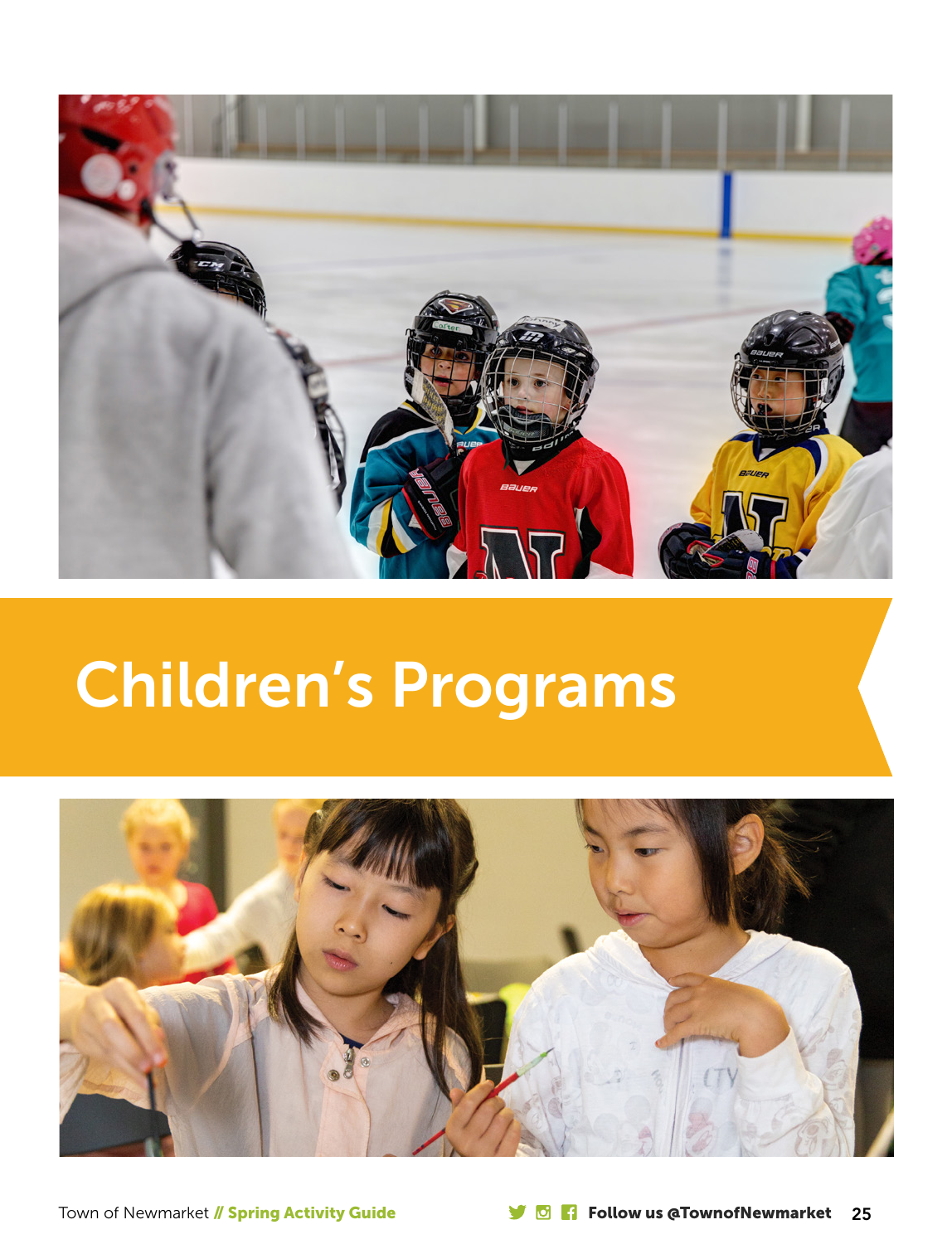# Children's Programs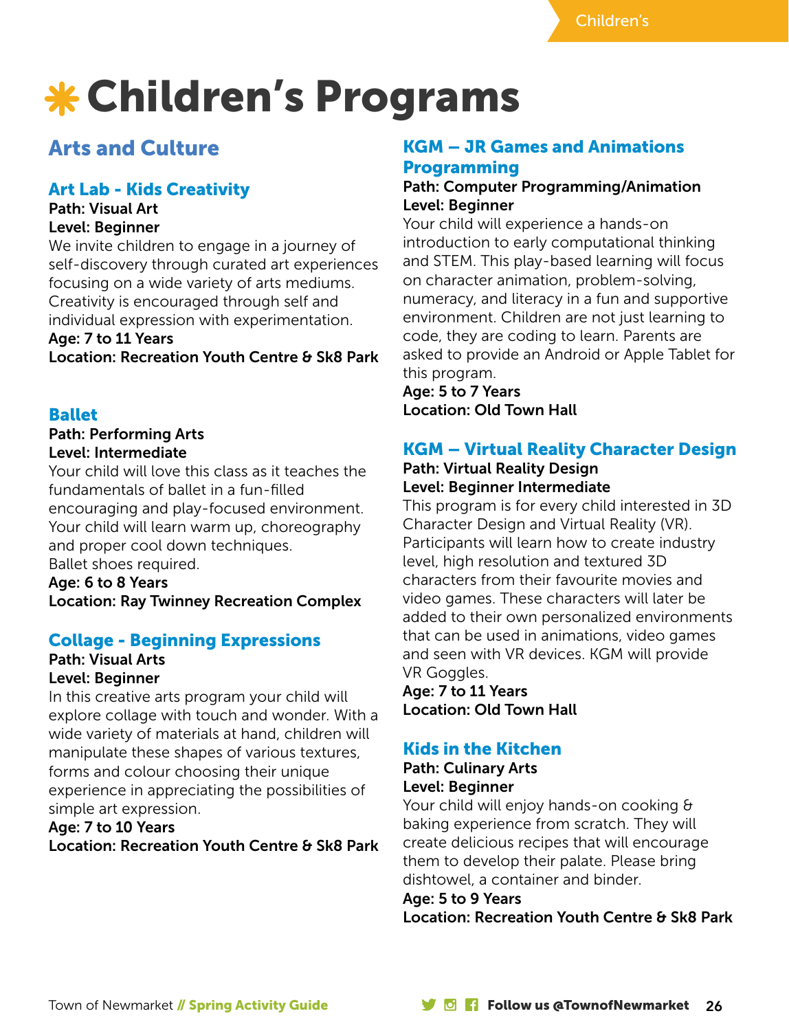# Children's Programs

## Arts and Culture

### Art Lab - Kids Creativity

**Path: Visual Art**
**Level: Beginner**
We invite children to engage in a journey of self-discovery through curated art experiences focusing on a wide variety of arts mediums. Creativity is encouraged through self and individual expression with experimentation.
**Age: 7 to 11 Years**
**Location: Recreation Youth Centre & Sk8 Park**

### Ballet

**Path: Performing Arts**
**Level: Intermediate**
Your child will love this class as it teaches the fundamentals of ballet in a fun-filled encouraging and play-focused environment. Your child will learn warm up, choreography and proper cool down techniques.
Ballet shoes required.
**Age: 6 to 8 Years**
**Location: Ray Twinney Recreation Complex**

### Collage - Beginning Expressions

**Path: Visual Arts**
**Level: Beginner**
In this creative arts program your child will explore collage with touch and wonder. With a wide variety of materials at hand, children will manipulate these shapes of various textures, forms and colour choosing their unique experience in appreciating the possibilities of simple art expression.
**Age: 7 to 10 Years**
**Location: Recreation Youth Centre & Sk8 Park**

### KGM – JR Games and Animations Programming

**Path: Computer Programming/Animation**
**Level: Beginner**
Your child will experience a hands-on introduction to early computational thinking and STEM. This play-based learning will focus on character animation, problem-solving, numeracy, and literacy in a fun and supportive environment. Children are not just learning to code, they are coding to learn. Parents are asked to provide an Android or Apple Tablet for this program.
**Age: 5 to 7 Years**
**Location: Old Town Hall**

### KGM – Virtual Reality Character Design

**Path: Virtual Reality Design**
**Level: Beginner Intermediate**
This program is for every child interested in 3D Character Design and Virtual Reality (VR). Participants will learn how to create industry level, high resolution and textured 3D characters from their favourite movies and video games. These characters will later be added to their own personalized environments that can be used in animations, video games and seen with VR devices. KGM will provide VR Goggles.
**Age: 7 to 11 Years**
**Location: Old Town Hall**

### Kids in the Kitchen

**Path: Culinary Arts**
**Level: Beginner**
Your child will enjoy hands-on cooking & baking experience from scratch. They will create delicious recipes that will encourage them to develop their palate. Please bring dishtowel, a container and binder.
**Age: 5 to 9 Years**
**Location: Recreation Youth Centre & Sk8 Park**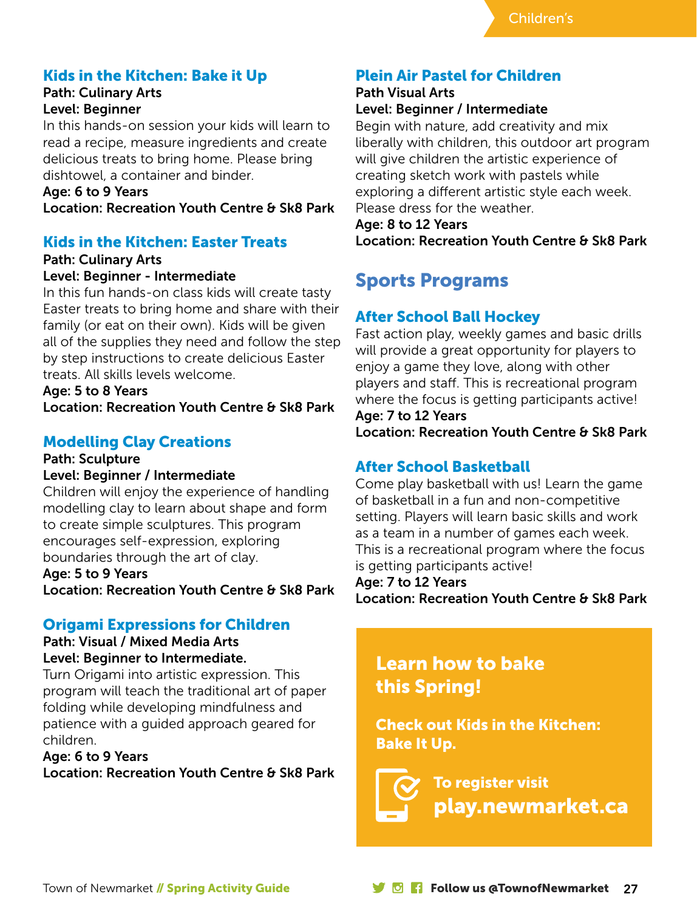### Kids in the Kitchen: Bake it Up

**Path: Culinary Arts**
**Level: Beginner**

In this hands-on session your kids will learn to read a recipe, measure ingredients and create delicious treats to bring home. Please bring dishtowel, a container and binder.

**Age: 6 to 9 Years**
**Location: Recreation Youth Centre & Sk8 Park**

### Kids in the Kitchen: Easter Treats

**Path: Culinary Arts**
**Level: Beginner - Intermediate**

In this fun hands-on class kids will create tasty Easter treats to bring home and share with their family (or eat on their own). Kids will be given all of the supplies they need and follow the step by step instructions to create delicious Easter treats. All skills levels welcome.

**Age: 5 to 8 Years**
**Location: Recreation Youth Centre & Sk8 Park**

### Modelling Clay Creations

**Path: Sculpture**
**Level: Beginner / Intermediate**

Children will enjoy the experience of handling modelling clay to learn about shape and form to create simple sculptures. This program encourages self-expression, exploring boundaries through the art of clay.

**Age: 5 to 9 Years**
**Location: Recreation Youth Centre & Sk8 Park**

### Origami Expressions for Children

**Path: Visual / Mixed Media Arts**
**Level: Beginner to Intermediate.**

Turn Origami into artistic expression. This program will teach the traditional art of paper folding while developing mindfulness and patience with a guided approach geared for children.

**Age: 6 to 9 Years**
**Location: Recreation Youth Centre & Sk8 Park**

### Plein Air Pastel for Children

**Path Visual Arts**
**Level: Beginner / Intermediate**

Begin with nature, add creativity and mix liberally with children, this outdoor art program will give children the artistic experience of creating sketch work with pastels while exploring a different artistic style each week. Please dress for the weather.

**Age: 8 to 12 Years**
**Location: Recreation Youth Centre & Sk8 Park**

## Sports Programs

### After School Ball Hockey

Fast action play, weekly games and basic drills will provide a great opportunity for players to enjoy a game they love, along with other players and staff. This is recreational program where the focus is getting participants active!

**Age: 7 to 12 Years**
**Location: Recreation Youth Centre & Sk8 Park**

### After School Basketball

Come play basketball with us! Learn the game of basketball in a fun and non-competitive setting. Players will learn basic skills and work as a team in a number of games each week. This is a recreational program where the focus is getting participants active!

**Age: 7 to 12 Years**
**Location: Recreation Youth Centre & Sk8 Park**

**Learn how to bake this Spring!**

**Check out Kids in the Kitchen: Bake It Up.**

**To register visit play.newmarket.ca**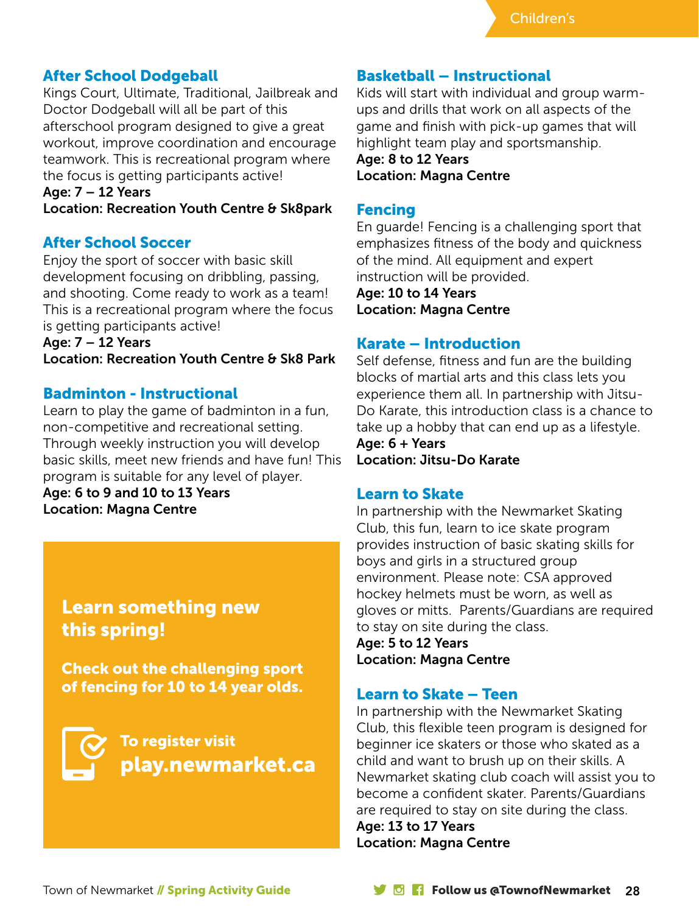## After School Dodgeball

Kings Court, Ultimate, Traditional, Jailbreak and Doctor Dodgeball will all be part of this afterschool program designed to give a great workout, improve coordination and encourage teamwork. This is recreational program where the focus is getting participants active!

**Age: 7 – 12 Years**
**Location: Recreation Youth Centre & Sk8park**

## After School Soccer

Enjoy the sport of soccer with basic skill development focusing on dribbling, passing, and shooting. Come ready to work as a team! This is a recreational program where the focus is getting participants active!

**Age: 7 – 12 Years**
**Location: Recreation Youth Centre & Sk8 Park**

## Badminton - Instructional

Learn to play the game of badminton in a fun, non-competitive and recreational setting. Through weekly instruction you will develop basic skills, meet new friends and have fun! This program is suitable for any level of player.

**Age: 6 to 9 and 10 to 13 Years**
**Location: Magna Centre**

**Learn something new this spring!**

**Check out the challenging sport of fencing for 10 to 14 year olds.**

**To register visit play.newmarket.ca**

## Basketball – Instructional

Kids will start with individual and group warm-ups and drills that work on all aspects of the game and finish with pick-up games that will highlight team play and sportsmanship.

**Age: 8 to 12 Years**
**Location: Magna Centre**

## Fencing

En guarde! Fencing is a challenging sport that emphasizes fitness of the body and quickness of the mind. All equipment and expert instruction will be provided.

**Age: 10 to 14 Years**
**Location: Magna Centre**

## Karate – Introduction

Self defense, fitness and fun are the building blocks of martial arts and this class lets you experience them all. In partnership with Jitsu-Do Karate, this introduction class is a chance to take up a hobby that can end up as a lifestyle.

**Age: 6 + Years**
**Location: Jitsu-Do Karate**

## Learn to Skate

In partnership with the Newmarket Skating Club, this fun, learn to ice skate program provides instruction of basic skating skills for boys and girls in a structured group environment. Please note: CSA approved hockey helmets must be worn, as well as gloves or mitts. Parents/Guardians are required to stay on site during the class.

**Age: 5 to 12 Years**
**Location: Magna Centre**

## Learn to Skate – Teen

In partnership with the Newmarket Skating Club, this flexible teen program is designed for beginner ice skaters or those who skated as a child and want to brush up on their skills. A Newmarket skating club coach will assist you to become a confident skater. Parents/Guardians are required to stay on site during the class.

**Age: 13 to 17 Years**
**Location: Magna Centre**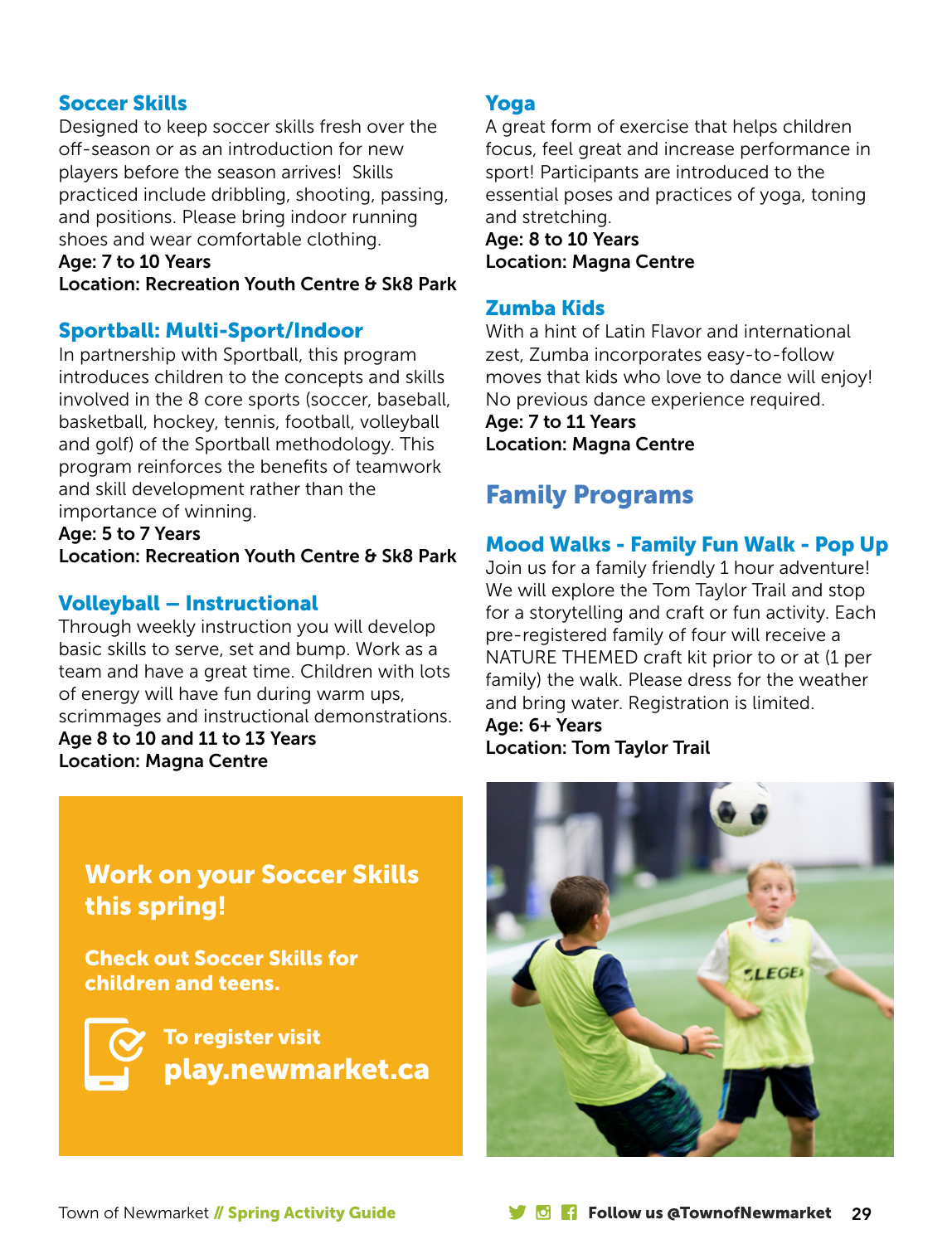### Soccer Skills

Designed to keep soccer skills fresh over the off-season or as an introduction for new players before the season arrives! Skills practiced include dribbling, shooting, passing, and positions. Please bring indoor running shoes and wear comfortable clothing.

**Age: 7 to 10 Years**
**Location: Recreation Youth Centre & Sk8 Park**

### Sportball: Multi-Sport/Indoor

In partnership with Sportball, this program introduces children to the concepts and skills involved in the 8 core sports (soccer, baseball, basketball, hockey, tennis, football, volleyball and golf) of the Sportball methodology. This program reinforces the benefits of teamwork and skill development rather than the importance of winning.

**Age: 5 to 7 Years**
**Location: Recreation Youth Centre & Sk8 Park**

### Volleyball – Instructional

Through weekly instruction you will develop basic skills to serve, set and bump. Work as a team and have a great time. Children with lots of energy will have fun during warm ups, scrimmages and instructional demonstrations.

**Age 8 to 10 and 11 to 13 Years**
**Location: Magna Centre**

**Work on your Soccer Skills this spring!**

**Check out Soccer Skills for children and teens.**

**To register visit play.newmarket.ca**

### Yoga

A great form of exercise that helps children focus, feel great and increase performance in sport! Participants are introduced to the essential poses and practices of yoga, toning and stretching.

**Age: 8 to 10 Years**
**Location: Magna Centre**

### Zumba Kids

With a hint of Latin Flavor and international zest, Zumba incorporates easy-to-follow moves that kids who love to dance will enjoy! No previous dance experience required.

**Age: 7 to 11 Years**
**Location: Magna Centre**

## Family Programs

### Mood Walks - Family Fun Walk - Pop Up

Join us for a family friendly 1 hour adventure! We will explore the Tom Taylor Trail and stop for a storytelling and craft or fun activity. Each pre-registered family of four will receive a NATURE THEMED craft kit prior to or at (1 per family) the walk. Please dress for the weather and bring water. Registration is limited.

**Age: 6+ Years**
**Location: Tom Taylor Trail**